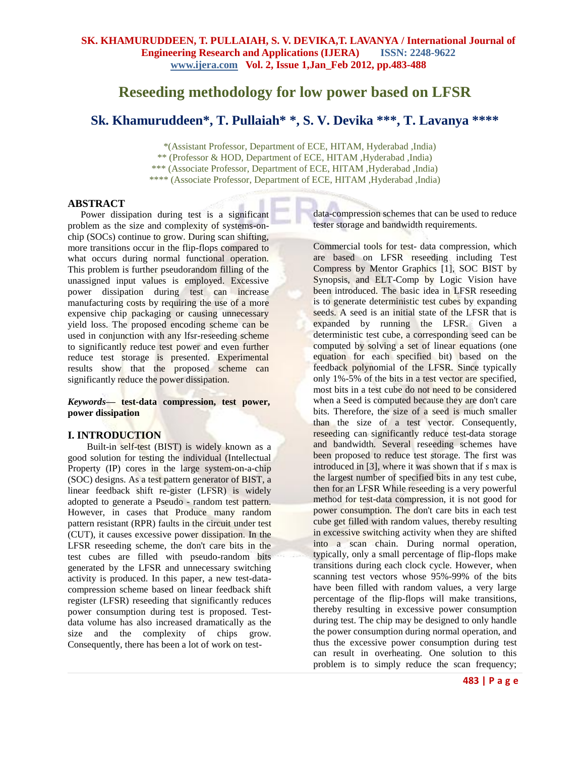# Reseeding methodology for low power based on LFSR

## Sk. Khamuruddeen*, T. Pullaiah* *, S. V. Devika ***, T. Lavanya ****

*(Assistant Professor, Department of ECE, HITAM, Hyderabad ,India)
** (Professor & HOD, Department of ECE, HITAM ,Hyderabad ,India)
*** (Associate Professor, Department of ECE, HITAM ,Hyderabad ,India)
**** (Associate Professor, Department of ECE, HITAM ,Hyderabad ,India)

## ABSTRACT

Power dissipation during test is a significant problem as the size and complexity of systems-on-chip (SOCs) continue to grow. During scan shifting, more transitions occur in the flip-flops compared to what occurs during normal functional operation. This problem is further pseudorandom filling of the unassigned input values is employed. Excessive power dissipation during test can increase manufacturing costs by requiring the use of a more expensive chip packaging or causing unnecessary yield loss. The proposed encoding scheme can be used in conjunction with any lfsr-reseeding scheme to significantly reduce test power and even further reduce test storage is presented. Experimental results show that the proposed scheme can significantly reduce the power dissipation.

***Keywords*— test-data compression, test power, power dissipation**

## I. INTRODUCTION

Built-in self-test (BIST) is widely known as a good solution for testing the individual (Intellectual Property (IP) cores in the large system-on-a-chip (SOC) designs. As a test pattern generator of BIST, a linear feedback shift re-gister (LFSR) is widely adopted to generate a Pseudo - random test pattern. However, in cases that Produce many random pattern resistant (RPR) faults in the circuit under test (CUT), it causes excessive power dissipation. In the LFSR reseeding scheme, the don't care bits in the test cubes are filled with pseudo-random bits generated by the LFSR and unnecessary switching activity is produced. In this paper, a new test-data-compression scheme based on linear feedback shift register (LFSR) reseeding that significantly reduces power consumption during test is proposed. Test-data volume has also increased dramatically as the size and the complexity of chips grow. Consequently, there has been a lot of work on test-data-compression schemes that can be used to reduce tester storage and bandwidth requirements.

Commercial tools for test- data compression, which are based on LFSR reseeding including Test Compress by Mentor Graphics [1], SOC BIST by Synopsis, and ELT-Comp by Logic Vision have been introduced. The basic idea in LFSR reseeding is to generate deterministic test cubes by expanding seeds. A seed is an initial state of the LFSR that is expanded by running the LFSR. Given a deterministic test cube, a corresponding seed can be computed by solving a set of linear equations (one equation for each specified bit) based on the feedback polynomial of the LFSR. Since typically only 1%-5% of the bits in a test vector are specified, most bits in a test cube do not need to be considered when a Seed is computed because they are don't care bits. Therefore, the size of a seed is much smaller than the size of a test vector. Consequently, reseeding can significantly reduce test-data storage and bandwidth. Several reseeding schemes have been proposed to reduce test storage. The first was introduced in [3], where it was shown that if *s* max is the largest number of specified bits in any test cube, then for an LFSR While reseeding is a very powerful method for test-data compression, it is not good for power consumption. The don't care bits in each test cube get filled with random values, thereby resulting in excessive switching activity when they are shifted into a scan chain. During normal operation, typically, only a small percentage of flip-flops make transitions during each clock cycle. However, when scanning test vectors whose 95%-99% of the bits have been filled with random values, a very large percentage of the flip-flops will make transitions, thereby resulting in excessive power consumption during test. The chip may be designed to only handle the power consumption during normal operation, and thus the excessive power consumption during test can result in overheating. One solution to this problem is to simply reduce the scan frequency;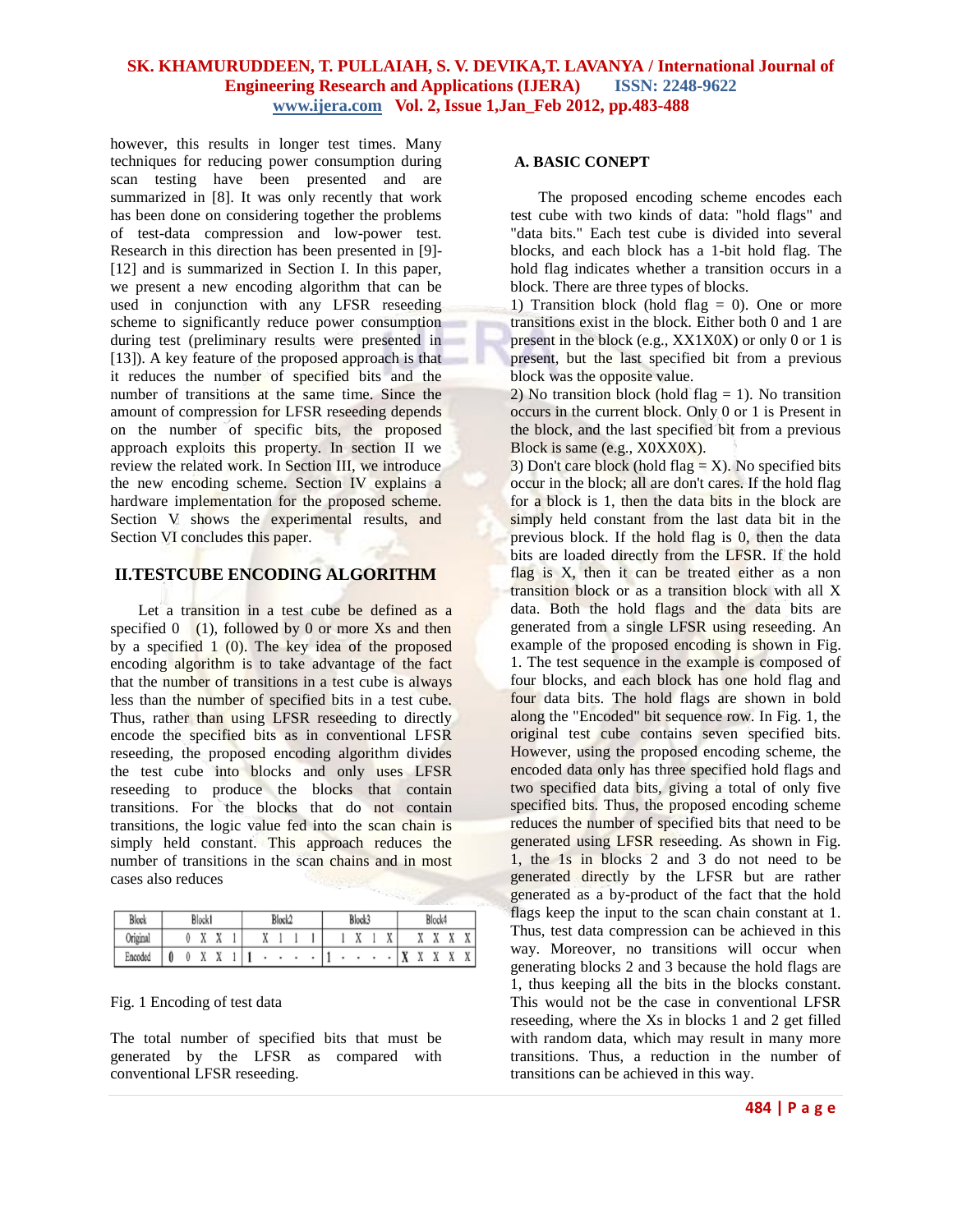however, this results in longer test times. Many techniques for reducing power consumption during scan testing have been presented and are summarized in [8]. It was only recently that work has been done on considering together the problems of test-data compression and low-power test. Research in this direction has been presented in [9]-[12] and is summarized in Section I. In this paper, we present a new encoding algorithm that can be used in conjunction with any LFSR reseeding scheme to significantly reduce power consumption during test (preliminary results were presented in [13]). A key feature of the proposed approach is that it reduces the number of specified bits and the number of transitions at the same time. Since the amount of compression for LFSR reseeding depends on the number of specific bits, the proposed approach exploits this property. In section II we review the related work. In Section III, we introduce the new encoding scheme. Section IV explains a hardware implementation for the proposed scheme. Section V shows the experimental results, and Section VI concludes this paper.

## II.TESTCUBE ENCODING ALGORITHM

Let a transition in a test cube be defined as a specified 0 (1), followed by 0 or more Xs and then by a specified 1 (0). The key idea of the proposed encoding algorithm is to take advantage of the fact that the number of transitions in a test cube is always less than the number of specified bits in a test cube. Thus, rather than using LFSR reseeding to directly encode the specified bits as in conventional LFSR reseeding, the proposed encoding algorithm divides the test cube into blocks and only uses LFSR reseeding to produce the blocks that contain transitions. For the blocks that do not contain transitions, the logic value fed into the scan chain is simply held constant. This approach reduces the number of transitions in the scan chains and in most cases also reduces

| Block | Block1 | | | | | Block2 | | | | | Block3 | | | | | Block4 | | | | |
|---|---|---|---|---|---|---|---|---|---|---|---|---|---|---|---|---|---|---|---|---|
| Original | | 0 | X | X | 1 | | X | 1 | 1 | 1 | | 1 | X | 1 | X | | X | X | X | X |
| Encoded | **0** | 0 | X | X | 1 | **1** | · | · | · | · | **1** | · | · | · | · | **X** | X | X | X | X |

Fig. 1 Encoding of test data

The total number of specified bits that must be generated by the LFSR as compared with conventional LFSR reseeding.

### A. BASIC CONEPT

The proposed encoding scheme encodes each test cube with two kinds of data: "hold flags" and "data bits." Each test cube is divided into several blocks, and each block has a 1-bit hold flag. The hold flag indicates whether a transition occurs in a block. There are three types of blocks.

1) Transition block (hold flag = 0). One or more transitions exist in the block. Either both 0 and 1 are present in the block (e.g., XX1X0X) or only 0 or 1 is present, but the last specified bit from a previous block was the opposite value.

2) No transition block (hold flag = 1). No transition occurs in the current block. Only 0 or 1 is Present in the block, and the last specified bit from a previous Block is same (e.g., X0XX0X).

3) Don't care block (hold flag = X). No specified bits occur in the block; all are don't cares. If the hold flag for a block is 1, then the data bits in the block are simply held constant from the last data bit in the previous block. If the hold flag is 0, then the data bits are loaded directly from the LFSR. If the hold flag is X, then it can be treated either as a non transition block or as a transition block with all X data. Both the hold flags and the data bits are generated from a single LFSR using reseeding. An example of the proposed encoding is shown in Fig. 1. The test sequence in the example is composed of four blocks, and each block has one hold flag and four data bits. The hold flags are shown in bold along the "Encoded" bit sequence row. In Fig. 1, the original test cube contains seven specified bits. However, using the proposed encoding scheme, the encoded data only has three specified hold flags and two specified data bits, giving a total of only five specified bits. Thus, the proposed encoding scheme reduces the number of specified bits that need to be generated using LFSR reseeding. As shown in Fig. 1, the 1s in blocks 2 and 3 do not need to be generated directly by the LFSR but are rather generated as a by-product of the fact that the hold flags keep the input to the scan chain constant at 1. Thus, test data compression can be achieved in this way. Moreover, no transitions will occur when generating blocks 2 and 3 because the hold flags are 1, thus keeping all the bits in the blocks constant. This would not be the case in conventional LFSR reseeding, where the Xs in blocks 1 and 2 get filled with random data, which may result in many more transitions. Thus, a reduction in the number of transitions can be achieved in this way.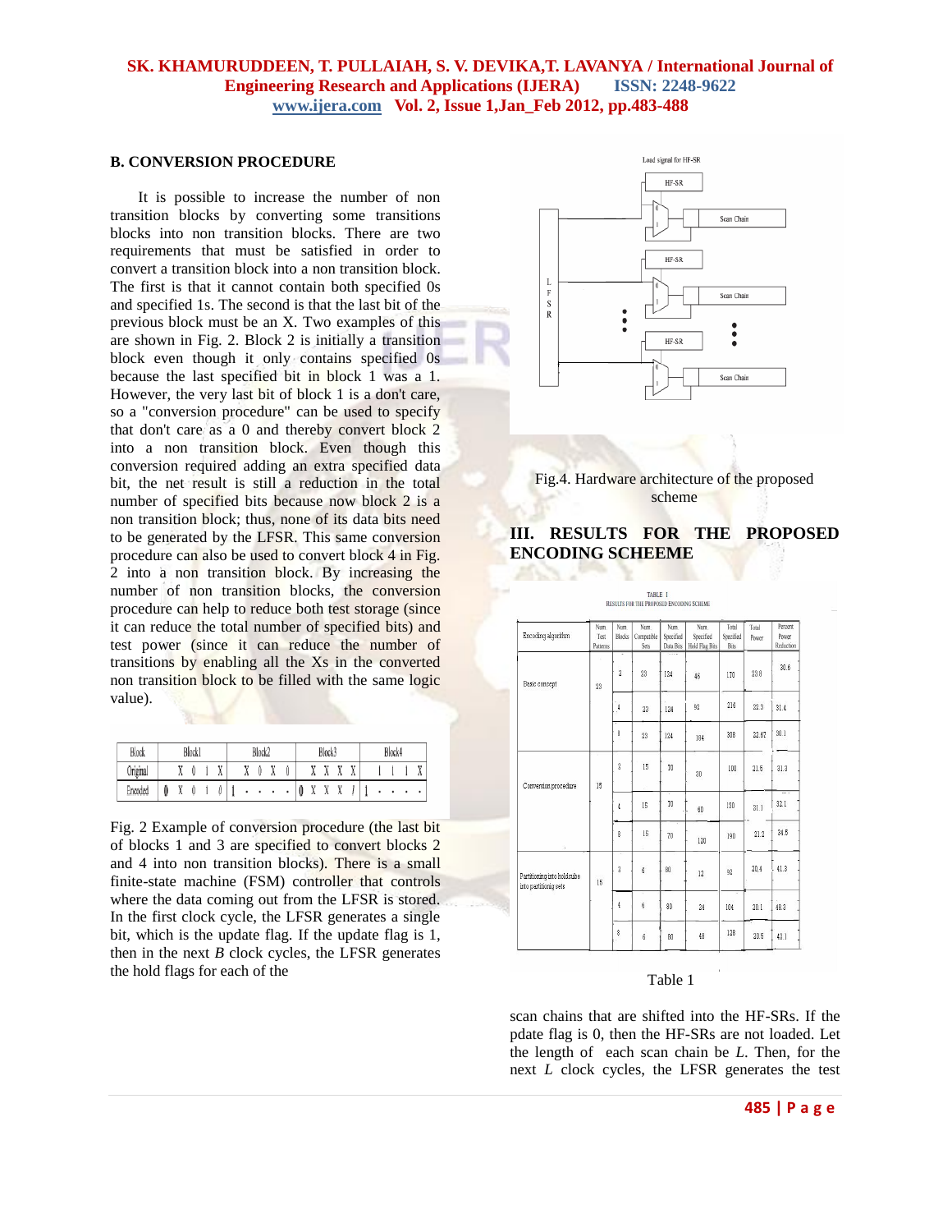### B. CONVERSION PROCEDURE

It is possible to increase the number of non transition blocks by converting some transitions blocks into non transition blocks. There are two requirements that must be satisfied in order to convert a transition block into a non transition block. The first is that it cannot contain both specified 0s and specified 1s. The second is that the last bit of the previous block must be an X. Two examples of this are shown in Fig. 2. Block 2 is initially a transition block even though it only contains specified 0s because the last specified bit in block 1 was a 1. However, the very last bit of block 1 is a don't care, so a "conversion procedure" can be used to specify that don't care as a 0 and thereby convert block 2 into a non transition block. Even though this conversion required adding an extra specified data bit, the net result is still a reduction in the total number of specified bits because now block 2 is a non transition block; thus, none of its data bits need to be generated by the LFSR. This same conversion procedure can also be used to convert block 4 in Fig. 2 into a non transition block. By increasing the number of non transition blocks, the conversion procedure can help to reduce both test storage (since it can reduce the total number of specified bits) and test power (since it can reduce the number of transitions by enabling all the Xs in the converted non transition block to be filled with the same logic value).

| Block | Block1 | Block2 | Block3 | Block4 |
|---|---|---|---|---|
| Original | X 0 1 X | X 0 X 0 | X X X X | 1 1 1 X |
| Encoded | 0 X 0 1 0 | 1 . . . . | 0 X X X 1 | 1 . . . . |

Fig. 2 Example of conversion procedure (the last bit of blocks 1 and 3 are specified to convert blocks 2 and 4 into non transition blocks). There is a small finite-state machine (FSM) controller that controls where the data coming out from the LFSR is stored. In the first clock cycle, the LFSR generates a single bit, which is the update flag. If the update flag is 1, then in the next *B* clock cycles, the LFSR generates the hold flags for each of the

Load signal for HF-SR
HF-SR
Scan Chain
LFSR

Fig.4. Hardware architecture of the proposed scheme

## III. RESULTS FOR THE PROPOSED ENCODING SCHEEME

TABLE I
RESULTS FOR THE PROPOSED ENCODING SCHEME

| Encoding algorithm | Num Test Patterns | Num Blocks | Num Compatible Sets | Num Specified Data Bits | Num Specified Hold Flag Bits | Total Specified Bits | Total Power | Percent Power Reduction |
|---|---|---|---|---|---|---|---|---|
| Basic concept | 23 | 2 | 23 | 124 | 46 | 170 | 23.8 | 30.6 |
| | | 4 | 23 | 124 | 92 | 216 | 22.3 | 31.4 |
| | | 8 | 23 | 124 | 184 | 308 | 22.67 | 30.1 |
| Conversion procedure | 15 | 2 | 15 | 70 | 30 | 100 | 21.6 | 31.3 |
| | | 4 | 15 | 70 | 60 | 130 | 21.1 | 32.1 |
| | | 8 | 15 | 70 | 120 | 190 | 21.2 | 34.5 |
| Partitioning into holdcube into partitioning sets | 15 | 2 | 6 | 80 | 12 | 92 | 20.4 | 41.3 |
| | | 4 | 6 | 80 | 24 | 104 | 20.1 | 48.3 |
| | | 8 | 6 | 80 | 48 | 128 | 20.5 | 42.1 |

Table 1

scan chains that are shifted into the HF-SRs. If the pdate flag is 0, then the HF-SRs are not loaded. Let the length of each scan chain be *L*. Then, for the next *L* clock cycles, the LFSR generates the test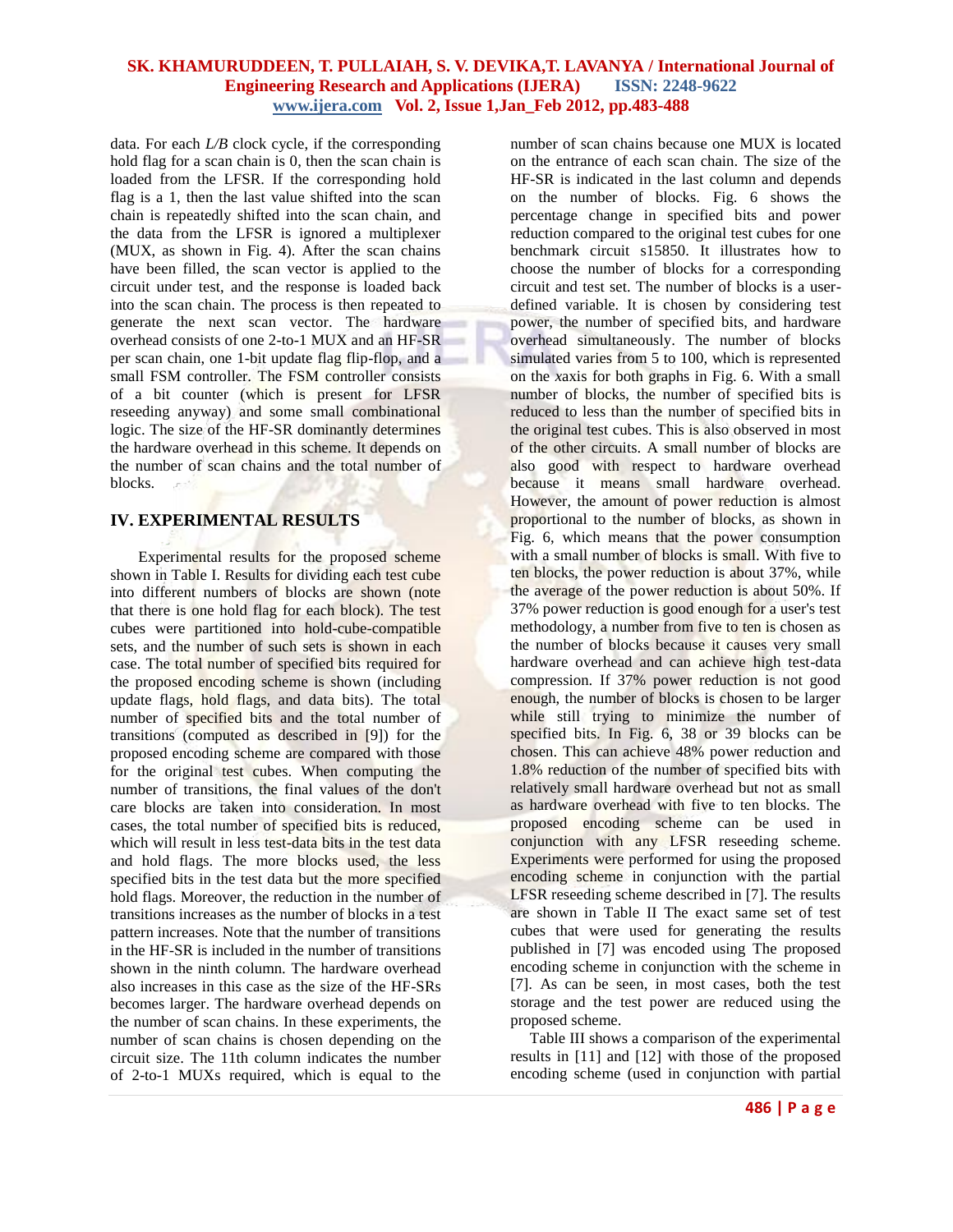data. For each *L/B* clock cycle, if the corresponding hold flag for a scan chain is 0, then the scan chain is loaded from the LFSR. If the corresponding hold flag is a 1, then the last value shifted into the scan chain is repeatedly shifted into the scan chain, and the data from the LFSR is ignored a multiplexer (MUX, as shown in Fig. 4). After the scan chains have been filled, the scan vector is applied to the circuit under test, and the response is loaded back into the scan chain. The process is then repeated to generate the next scan vector. The hardware overhead consists of one 2-to-1 MUX and an HF-SR per scan chain, one 1-bit update flag flip-flop, and a small FSM controller. The FSM controller consists of a bit counter (which is present for LFSR reseeding anyway) and some small combinational logic. The size of the HF-SR dominantly determines the hardware overhead in this scheme. It depends on the number of scan chains and the total number of blocks.

## IV. EXPERIMENTAL RESULTS

Experimental results for the proposed scheme shown in Table I. Results for dividing each test cube into different numbers of blocks are shown (note that there is one hold flag for each block). The test cubes were partitioned into hold-cube-compatible sets, and the number of such sets is shown in each case. The total number of specified bits required for the proposed encoding scheme is shown (including update flags, hold flags, and data bits). The total number of specified bits and the total number of transitions (computed as described in [9]) for the proposed encoding scheme are compared with those for the original test cubes. When computing the number of transitions, the final values of the don't care blocks are taken into consideration. In most cases, the total number of specified bits is reduced, which will result in less test-data bits in the test data and hold flags. The more blocks used, the less specified bits in the test data but the more specified hold flags. Moreover, the reduction in the number of transitions increases as the number of blocks in a test pattern increases. Note that the number of transitions in the HF-SR is included in the number of transitions shown in the ninth column. The hardware overhead also increases in this case as the size of the HF-SRs becomes larger. The hardware overhead depends on the number of scan chains. In these experiments, the number of scan chains is chosen depending on the circuit size. The 11th column indicates the number of 2-to-1 MUXs required, which is equal to the number of scan chains because one MUX is located on the entrance of each scan chain. The size of the HF-SR is indicated in the last column and depends on the number of blocks. Fig. 6 shows the percentage change in specified bits and power reduction compared to the original test cubes for one benchmark circuit s15850. It illustrates how to choose the number of blocks for a corresponding circuit and test set. The number of blocks is a user-defined variable. It is chosen by considering test power, the number of specified bits, and hardware overhead simultaneously. The number of blocks simulated varies from 5 to 100, which is represented on the *x*axis for both graphs in Fig. 6. With a small number of blocks, the number of specified bits is reduced to less than the number of specified bits in the original test cubes. This is also observed in most of the other circuits. A small number of blocks are also good with respect to hardware overhead because it means small hardware overhead. However, the amount of power reduction is almost proportional to the number of blocks, as shown in Fig. 6, which means that the power consumption with a small number of blocks is small. With five to ten blocks, the power reduction is about 37%, while the average of the power reduction is about 50%. If 37% power reduction is good enough for a user's test methodology, a number from five to ten is chosen as the number of blocks because it causes very small hardware overhead and can achieve high test-data compression. If 37% power reduction is not good enough, the number of blocks is chosen to be larger while still trying to minimize the number of specified bits. In Fig. 6, 38 or 39 blocks can be chosen. This can achieve 48% power reduction and 1.8% reduction of the number of specified bits with relatively small hardware overhead but not as small as hardware overhead with five to ten blocks. The proposed encoding scheme can be used in conjunction with any LFSR reseeding scheme. Experiments were performed for using the proposed encoding scheme in conjunction with the partial LFSR reseeding scheme described in [7]. The results are shown in Table II The exact same set of test cubes that were used for generating the results published in [7] was encoded using The proposed encoding scheme in conjunction with the scheme in [7]. As can be seen, in most cases, both the test storage and the test power are reduced using the proposed scheme.

Table III shows a comparison of the experimental results in [11] and [12] with those of the proposed encoding scheme (used in conjunction with partial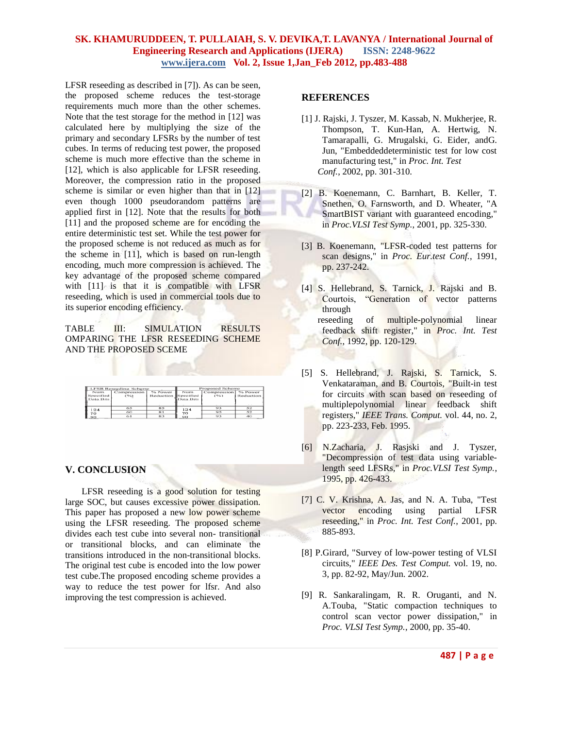LFSR reseeding as described in [7]). As can be seen, the proposed scheme reduces the test-storage requirements much more than the other schemes. Note that the test storage for the method in [12] was calculated here by multiplying the size of the primary and secondary LFSRs by the number of test cubes. In terms of reducing test power, the proposed scheme is much more effective than the scheme in [12], which is also applicable for LFSR reseeding. Moreover, the compression ratio in the proposed scheme is similar or even higher than that in [12] even though 1000 pseudorandom patterns are applied first in [12]. Note that the results for both [11] and the proposed scheme are for encoding the entire deterministic test set. While the test power for the proposed scheme is not reduced as much as for the scheme in [11], which is based on run-length encoding, much more compression is achieved. The key advantage of the proposed scheme compared with [11] is that it is compatible with LFSR reseeding, which is used in commercial tools due to its superior encoding efficiency.

TABLE III: SIMULATION RESULTS OMPARING THE LFSR RESEEDING SCHEME AND THE PROPOSED SCEME

| LFSR Reseeding Scheme | | | Proposed Scheme | | |
|---|---|---|---|---|---|
| Num Specified Data Bits | Compression (%) | % Power Reduction | Num Specified Data Bits | Compression (%) | % Power Reduction |
| 124 | 65 | 85 | 124 | 93 | 52 |
| 70 | 60 | 81 | 70 | 95 | 52 |
| 90 | 61 | 83 | 90 | 93 | 40 |

## V. CONCLUSION

LFSR reseeding is a good solution for testing large SOC, but causes excessive power dissipation. This paper has proposed a new low power scheme using the LFSR reseeding. The proposed scheme divides each test cube into several non- transitional or transitional blocks, and can eliminate the transitions introduced in the non-transitional blocks. The original test cube is encoded into the low power test cube.The proposed encoding scheme provides a way to reduce the test power for lfsr. And also improving the test compression is achieved.

## REFERENCES

[1] J. Rajski, J. Tyszer, M. Kassab, N. Mukherjee, R. Thompson, T. Kun-Han, A. Hertwig, N. Tamarapalli, G. Mrugalski, G. Eider, andG. Jun, "Embeddeddeterministic test for low cost manufacturing test," in *Proc. Int. Test Conf.*, 2002, pp. 301-310.

[2] B. Koenemann, C. Barnhart, B. Keller, T. Snethen, O. Farnsworth, and D. Wheater, "A SmartBIST variant with guaranteed encoding," in *Proc.VLSI Test Symp.*, 2001, pp. 325-330.

[3] B. Koenemann, "LFSR-coded test patterns for scan designs," in *Proc. Eur.test Conf.*, 1991, pp. 237-242.

[4] S. Hellebrand, S. Tarnick, J. Rajski and B. Courtois, "Generation of vector patterns through reseeding of multiple-polynomial linear feedback shift register," in *Proc. Int. Test Conf.*, 1992, pp. 120-129.

[5] S. Hellebrand, J. Rajski, S. Tarnick, S. Venkataraman, and B. Courtois, "Built-in test for circuits with scan based on reseeding of multiplepolynomial linear feedback shift registers," *IEEE Trans. Comput.* vol. 44, no. 2, pp. 223-233, Feb. 1995.

[6] N.Zacharia, J. Rasjski and J. Tyszer, "Decompression of test data using variable-length seed LFSRs," in *Proc.VLSI Test Symp.*, 1995, pp. 426-433.

[7] C. V. Krishna, A. Jas, and N. A. Tuba, "Test vector encoding using partial LFSR reseeding," in *Proc. Int. Test Conf.*, 2001, pp. 885-893.

[8] P.Girard, "Survey of low-power testing of VLSI circuits," *IEEE Des. Test Comput.* vol. 19, no. 3, pp. 82-92, May/Jun. 2002.

[9] R. Sankaralingam, R. R. Oruganti, and N. A.Touba, "Static compaction techniques to control scan vector power dissipation," in *Proc. VLSI Test Symp.*, 2000, pp. 35-40.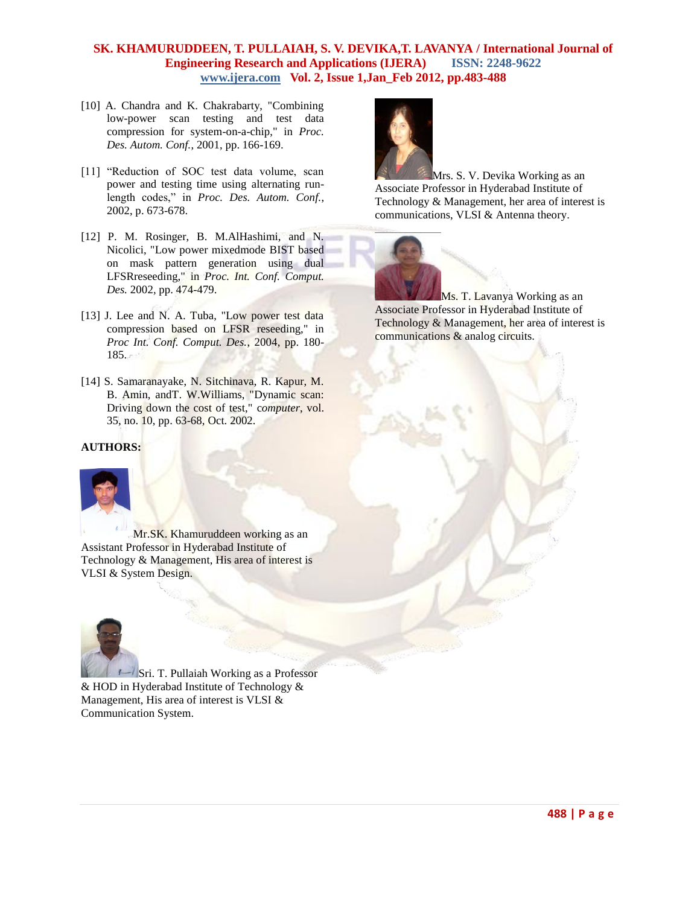[10] A. Chandra and K. Chakrabarty, "Combining low-power scan testing and test data compression for system-on-a-chip," in *Proc. Des. Autom. Conf.*, 2001, pp. 166-169.

[11] "Reduction of SOC test data volume, scan power and testing time using alternating run-length codes," in *Proc. Des. Autom. Conf.*, 2002, p. 673-678.

[12] P. M. Rosinger, B. M.AlHashimi, and N. Nicolici, "Low power mixedmode BIST based on mask pattern generation using dual LFSRreseeding," in *Proc. Int. Conf. Comput. Des.* 2002, pp. 474-479.

[13] J. Lee and N. A. Tuba, "Low power test data compression based on LFSR reseeding," in *Proc Int. Conf. Comput. Des.*, 2004, pp. 180-185.

[14] S. Samaranayake, N. Sitchinava, R. Kapur, M. B. Amin, andT. W.Williams, "Dynamic scan: Driving down the cost of test," *computer*, vol. 35, no. 10, pp. 63-68, Oct. 2002.

**AUTHORS:**

Mr.SK. Khamuruddeen working as an Assistant Professor in Hyderabad Institute of Technology & Management, His area of interest is VLSI & System Design.

Sri. T. Pullaiah Working as a Professor & HOD in Hyderabad Institute of Technology & Management, His area of interest is VLSI & Communication System.

Mrs. S. V. Devika Working as an Associate Professor in Hyderabad Institute of Technology & Management, her area of interest is communications, VLSI & Antenna theory.

Ms. T. Lavanya Working as an Associate Professor in Hyderabad Institute of Technology & Management, her area of interest is communications & analog circuits.